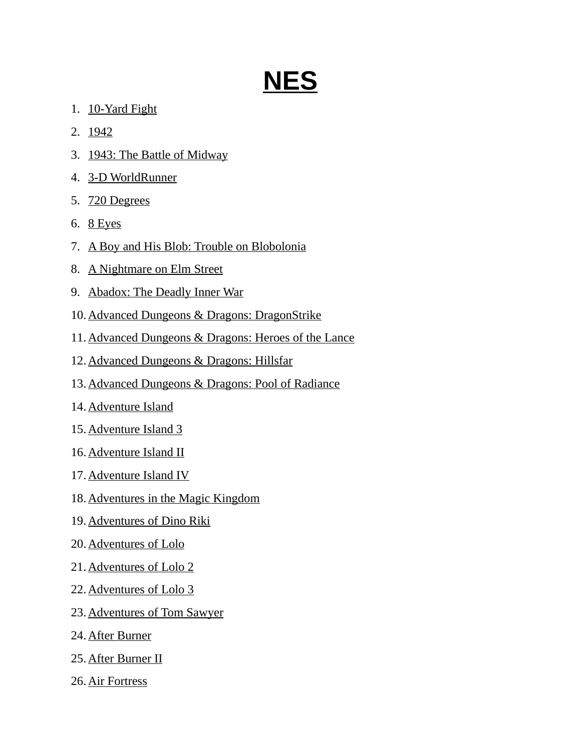# NES

1. 10-Yard Fight
2. 1942
3. 1943: The Battle of Midway
4. 3-D WorldRunner
5. 720 Degrees
6. 8 Eyes
7. A Boy and His Blob: Trouble on Blobolonia
8. A Nightmare on Elm Street
9. Abadox: The Deadly Inner War
10. Advanced Dungeons & Dragons: DragonStrike
11. Advanced Dungeons & Dragons: Heroes of the Lance
12. Advanced Dungeons & Dragons: Hillsfar
13. Advanced Dungeons & Dragons: Pool of Radiance
14. Adventure Island
15. Adventure Island 3
16. Adventure Island II
17. Adventure Island IV
18. Adventures in the Magic Kingdom
19. Adventures of Dino Riki
20. Adventures of Lolo
21. Adventures of Lolo 2
22. Adventures of Lolo 3
23. Adventures of Tom Sawyer
24. After Burner
25. After Burner II
26. Air Fortress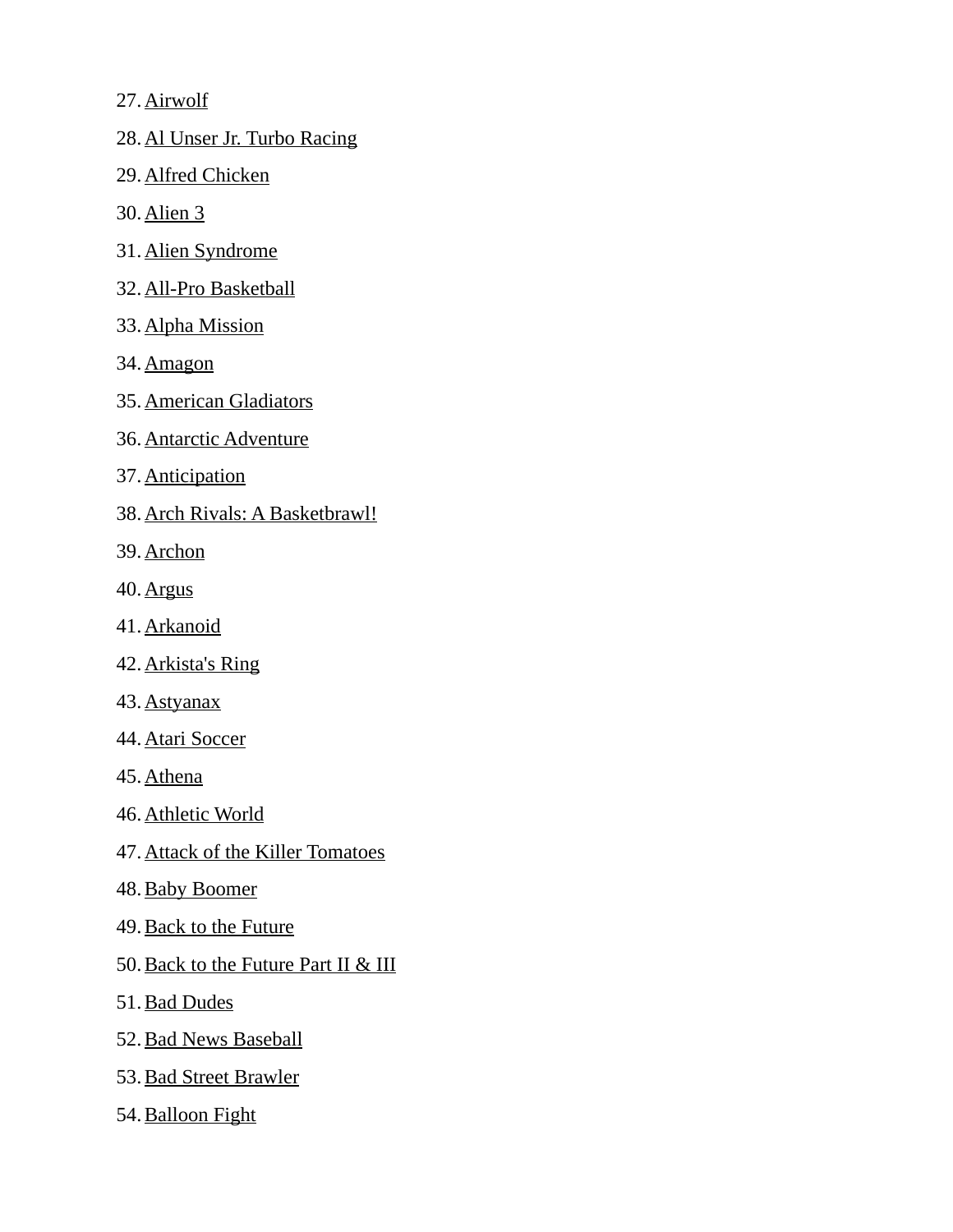27. Airwolf
28. Al Unser Jr. Turbo Racing
29. Alfred Chicken
30. Alien 3
31. Alien Syndrome
32. All-Pro Basketball
33. Alpha Mission
34. Amagon
35. American Gladiators
36. Antarctic Adventure
37. Anticipation
38. Arch Rivals: A Basketbrawl!
39. Archon
40. Argus
41. Arkanoid
42. Arkista's Ring
43. Astyanax
44. Atari Soccer
45. Athena
46. Athletic World
47. Attack of the Killer Tomatoes
48. Baby Boomer
49. Back to the Future
50. Back to the Future Part II & III
51. Bad Dudes
52. Bad News Baseball
53. Bad Street Brawler
54. Balloon Fight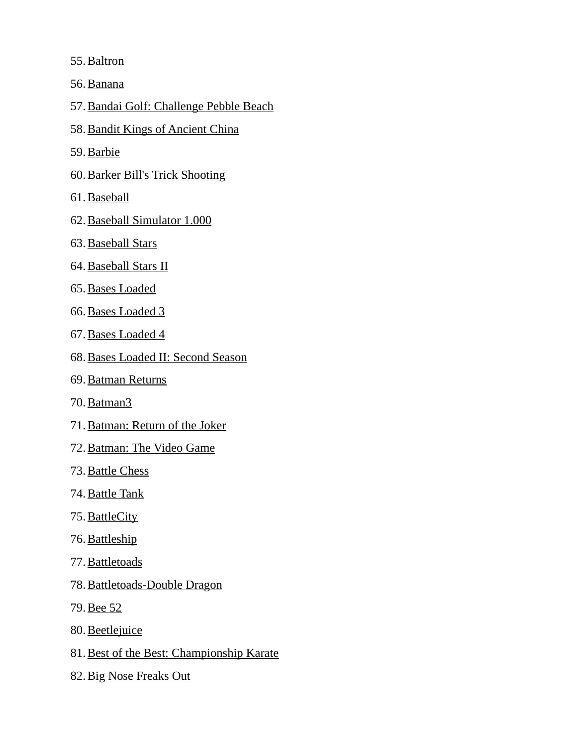55. Baltron
56. Banana
57. Bandai Golf: Challenge Pebble Beach
58. Bandit Kings of Ancient China
59. Barbie
60. Barker Bill's Trick Shooting
61. Baseball
62. Baseball Simulator 1.000
63. Baseball Stars
64. Baseball Stars II
65. Bases Loaded
66. Bases Loaded 3
67. Bases Loaded 4
68. Bases Loaded II: Second Season
69. Batman Returns
70. Batman3
71. Batman: Return of the Joker
72. Batman: The Video Game
73. Battle Chess
74. Battle Tank
75. BattleCity
76. Battleship
77. Battletoads
78. Battletoads-Double Dragon
79. Bee 52
80. Beetlejuice
81. Best of the Best: Championship Karate
82. Big Nose Freaks Out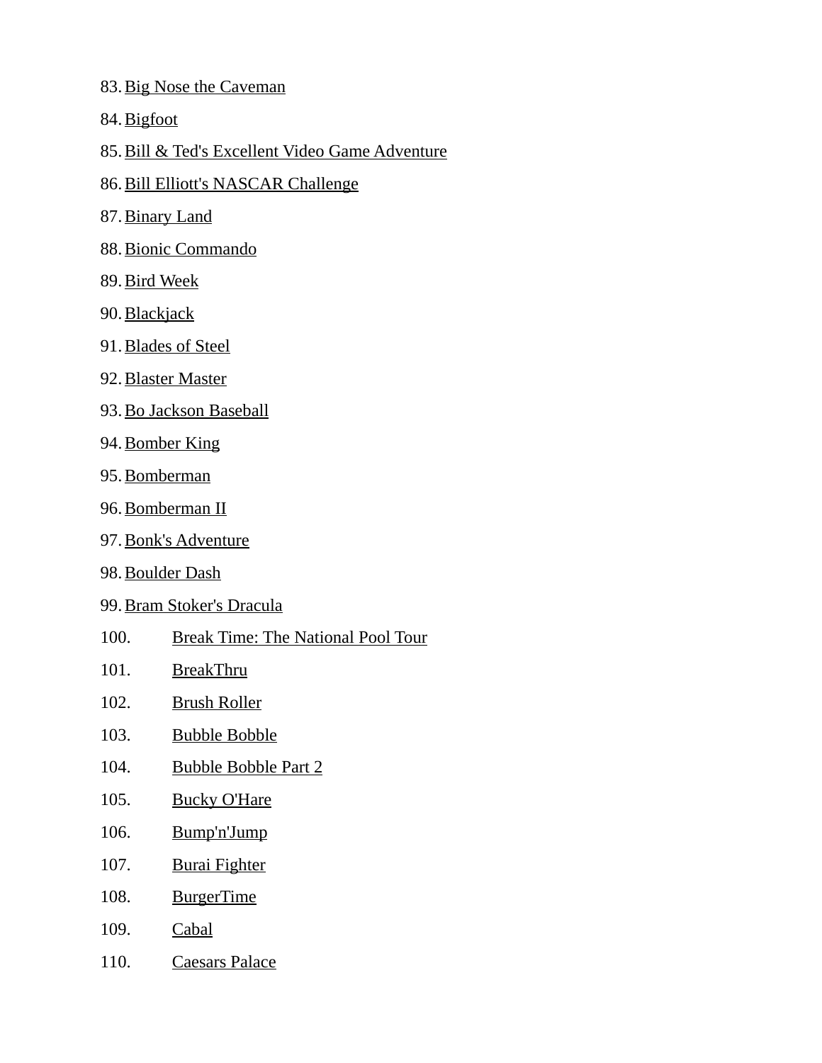83. Big Nose the Caveman
84. Bigfoot
85. Bill & Ted's Excellent Video Game Adventure
86. Bill Elliott's NASCAR Challenge
87. Binary Land
88. Bionic Commando
89. Bird Week
90. Blackjack
91. Blades of Steel
92. Blaster Master
93. Bo Jackson Baseball
94. Bomber King
95. Bomberman
96. Bomberman II
97. Bonk's Adventure
98. Boulder Dash
99. Bram Stoker's Dracula
100. Break Time: The National Pool Tour
101. BreakThru
102. Brush Roller
103. Bubble Bobble
104. Bubble Bobble Part 2
105. Bucky O'Hare
106. Bump'n'Jump
107. Burai Fighter
108. BurgerTime
109. Cabal
110. Caesars Palace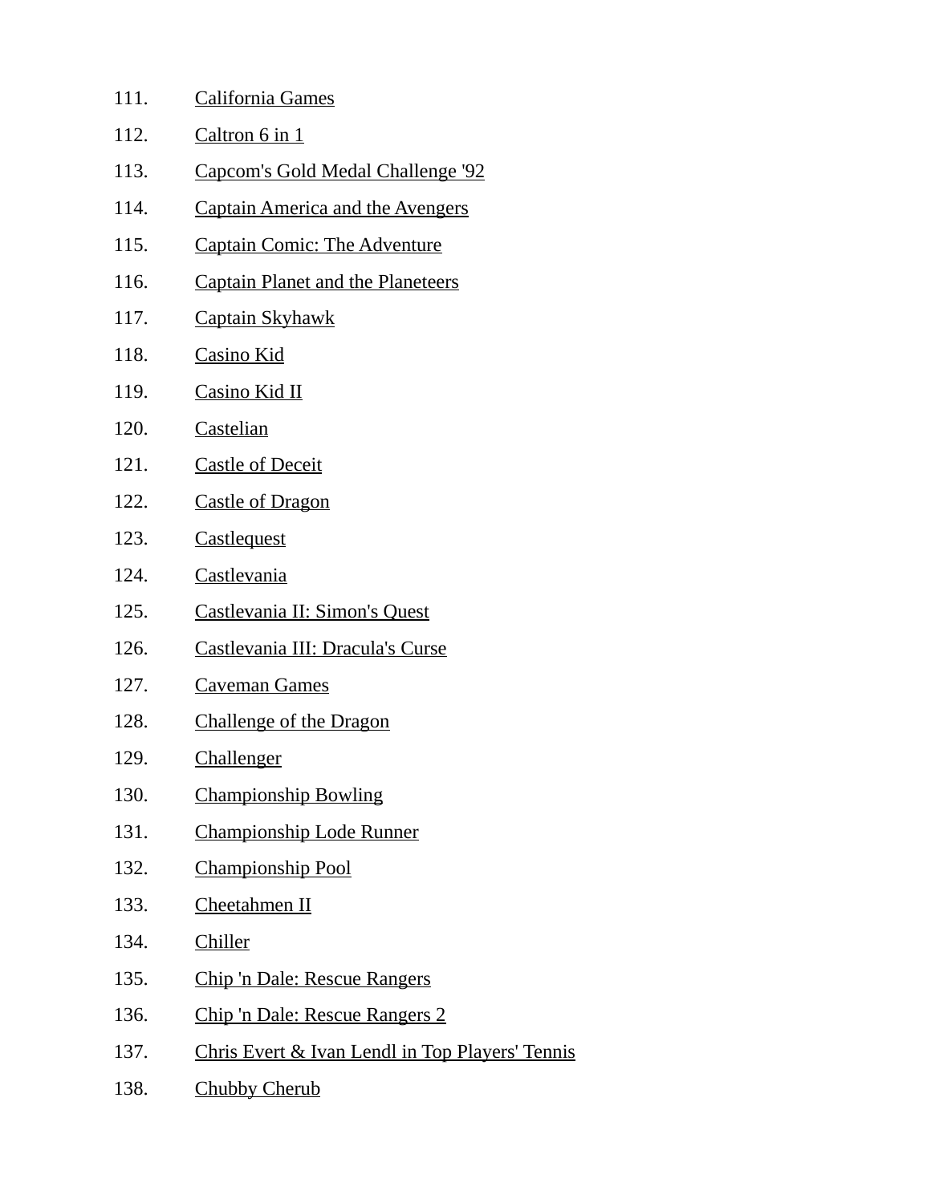111. California Games
112. Caltron 6 in 1
113. Capcom's Gold Medal Challenge '92
114. Captain America and the Avengers
115. Captain Comic: The Adventure
116. Captain Planet and the Planeteers
117. Captain Skyhawk
118. Casino Kid
119. Casino Kid II
120. Castelian
121. Castle of Deceit
122. Castle of Dragon
123. Castlequest
124. Castlevania
125. Castlevania II: Simon's Quest
126. Castlevania III: Dracula's Curse
127. Caveman Games
128. Challenge of the Dragon
129. Challenger
130. Championship Bowling
131. Championship Lode Runner
132. Championship Pool
133. Cheetahmen II
134. Chiller
135. Chip 'n Dale: Rescue Rangers
136. Chip 'n Dale: Rescue Rangers 2
137. Chris Evert & Ivan Lendl in Top Players' Tennis
138. Chubby Cherub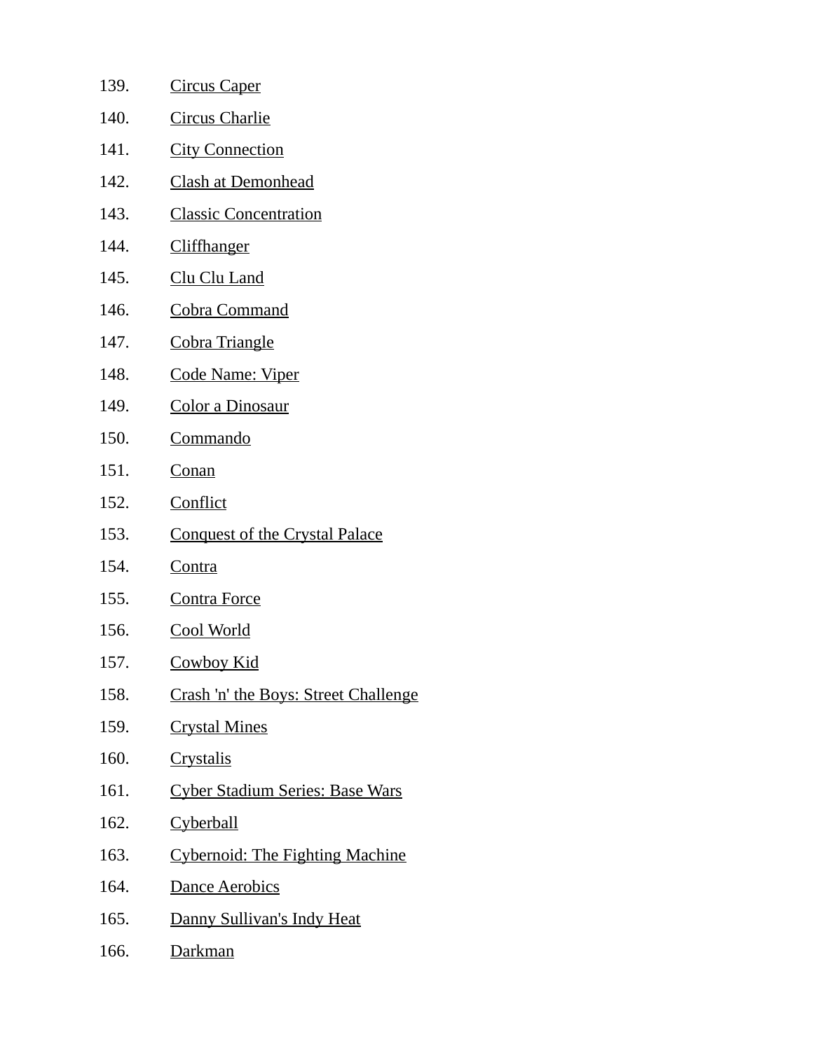139. Circus Caper
140. Circus Charlie
141. City Connection
142. Clash at Demonhead
143. Classic Concentration
144. Cliffhanger
145. Clu Clu Land
146. Cobra Command
147. Cobra Triangle
148. Code Name: Viper
149. Color a Dinosaur
150. Commando
151. Conan
152. Conflict
153. Conquest of the Crystal Palace
154. Contra
155. Contra Force
156. Cool World
157. Cowboy Kid
158. Crash 'n' the Boys: Street Challenge
159. Crystal Mines
160. Crystalis
161. Cyber Stadium Series: Base Wars
162. Cyberball
163. Cybernoid: The Fighting Machine
164. Dance Aerobics
165. Danny Sullivan's Indy Heat
166. Darkman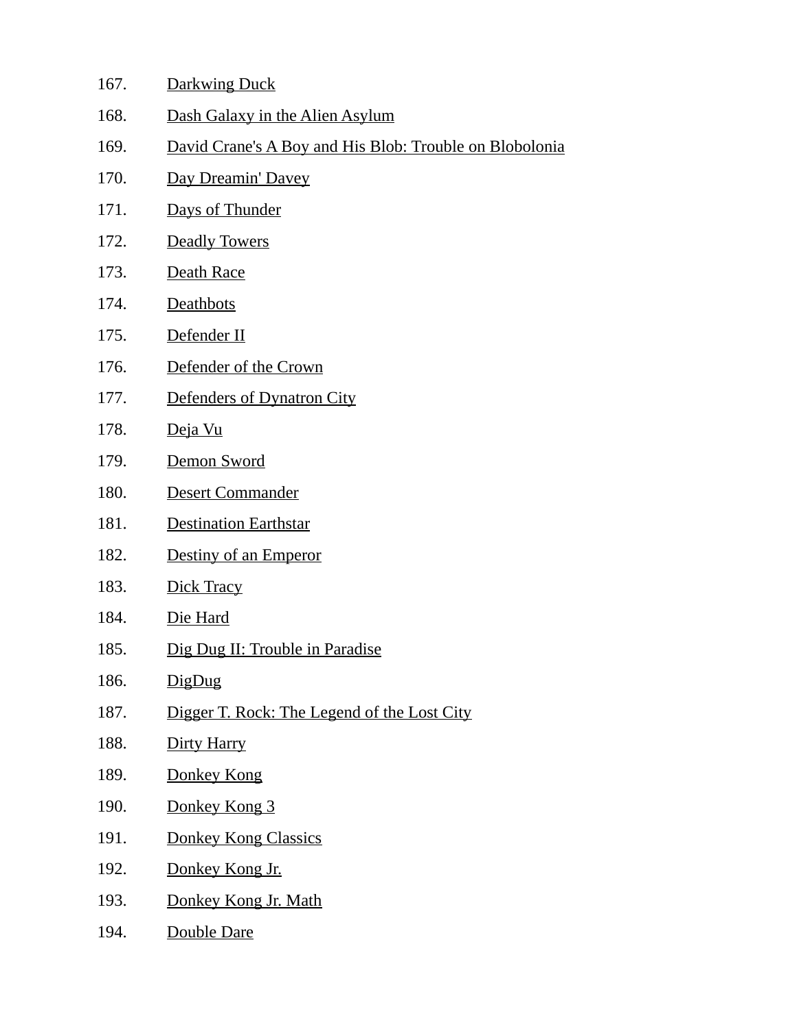167. Darkwing Duck
168. Dash Galaxy in the Alien Asylum
169. David Crane's A Boy and His Blob: Trouble on Blobolonia
170. Day Dreamin' Davey
171. Days of Thunder
172. Deadly Towers
173. Death Race
174. Deathbots
175. Defender II
176. Defender of the Crown
177. Defenders of Dynatron City
178. Deja Vu
179. Demon Sword
180. Desert Commander
181. Destination Earthstar
182. Destiny of an Emperor
183. Dick Tracy
184. Die Hard
185. Dig Dug II: Trouble in Paradise
186. DigDug
187. Digger T. Rock: The Legend of the Lost City
188. Dirty Harry
189. Donkey Kong
190. Donkey Kong 3
191. Donkey Kong Classics
192. Donkey Kong Jr.
193. Donkey Kong Jr. Math
194. Double Dare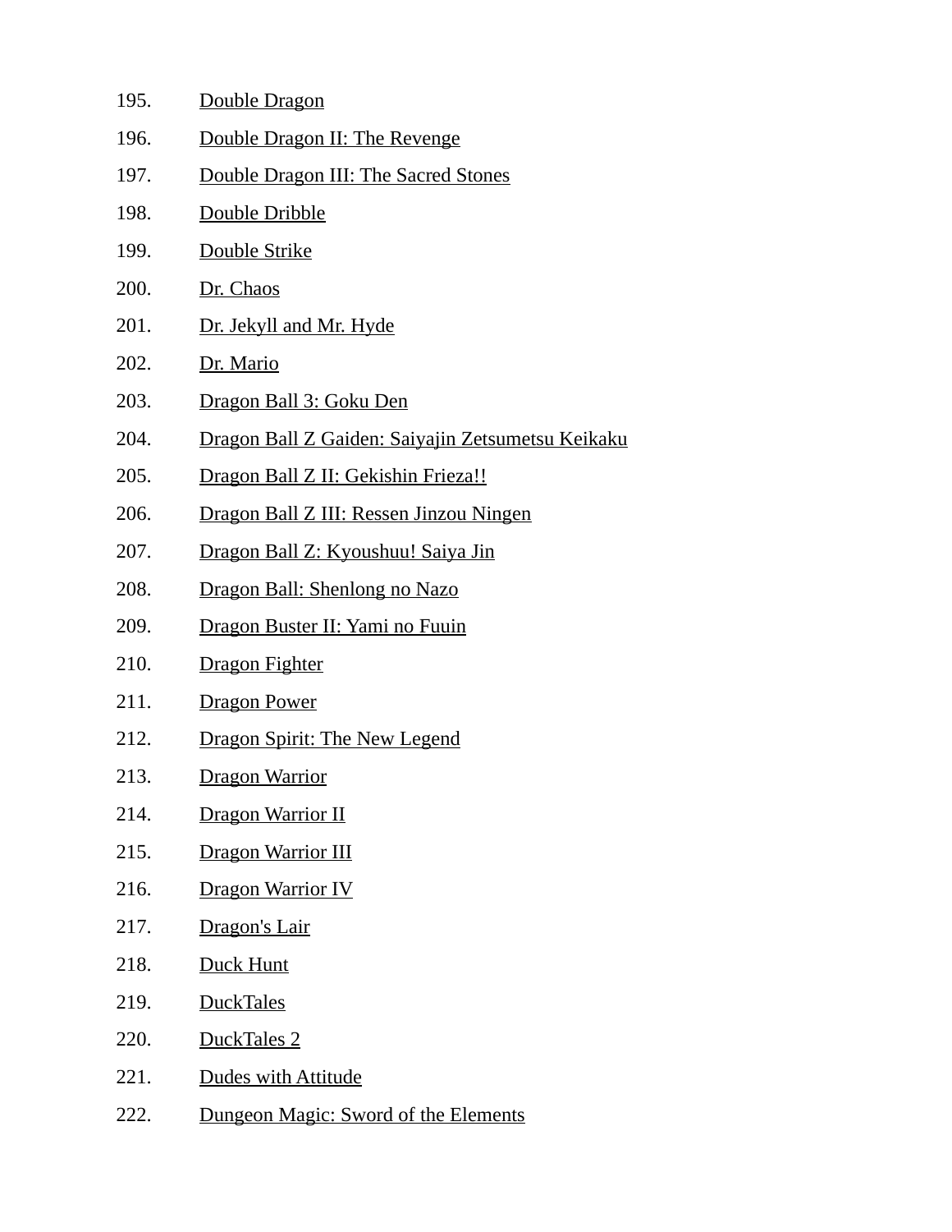195. Double Dragon
196. Double Dragon II: The Revenge
197. Double Dragon III: The Sacred Stones
198. Double Dribble
199. Double Strike
200. Dr. Chaos
201. Dr. Jekyll and Mr. Hyde
202. Dr. Mario
203. Dragon Ball 3: Goku Den
204. Dragon Ball Z Gaiden: Saiyajin Zetsumetsu Keikaku
205. Dragon Ball Z II: Gekishin Frieza!!
206. Dragon Ball Z III: Ressen Jinzou Ningen
207. Dragon Ball Z: Kyoushuu! Saiya Jin
208. Dragon Ball: Shenlong no Nazo
209. Dragon Buster II: Yami no Fuuin
210. Dragon Fighter
211. Dragon Power
212. Dragon Spirit: The New Legend
213. Dragon Warrior
214. Dragon Warrior II
215. Dragon Warrior III
216. Dragon Warrior IV
217. Dragon's Lair
218. Duck Hunt
219. DuckTales
220. DuckTales 2
221. Dudes with Attitude
222. Dungeon Magic: Sword of the Elements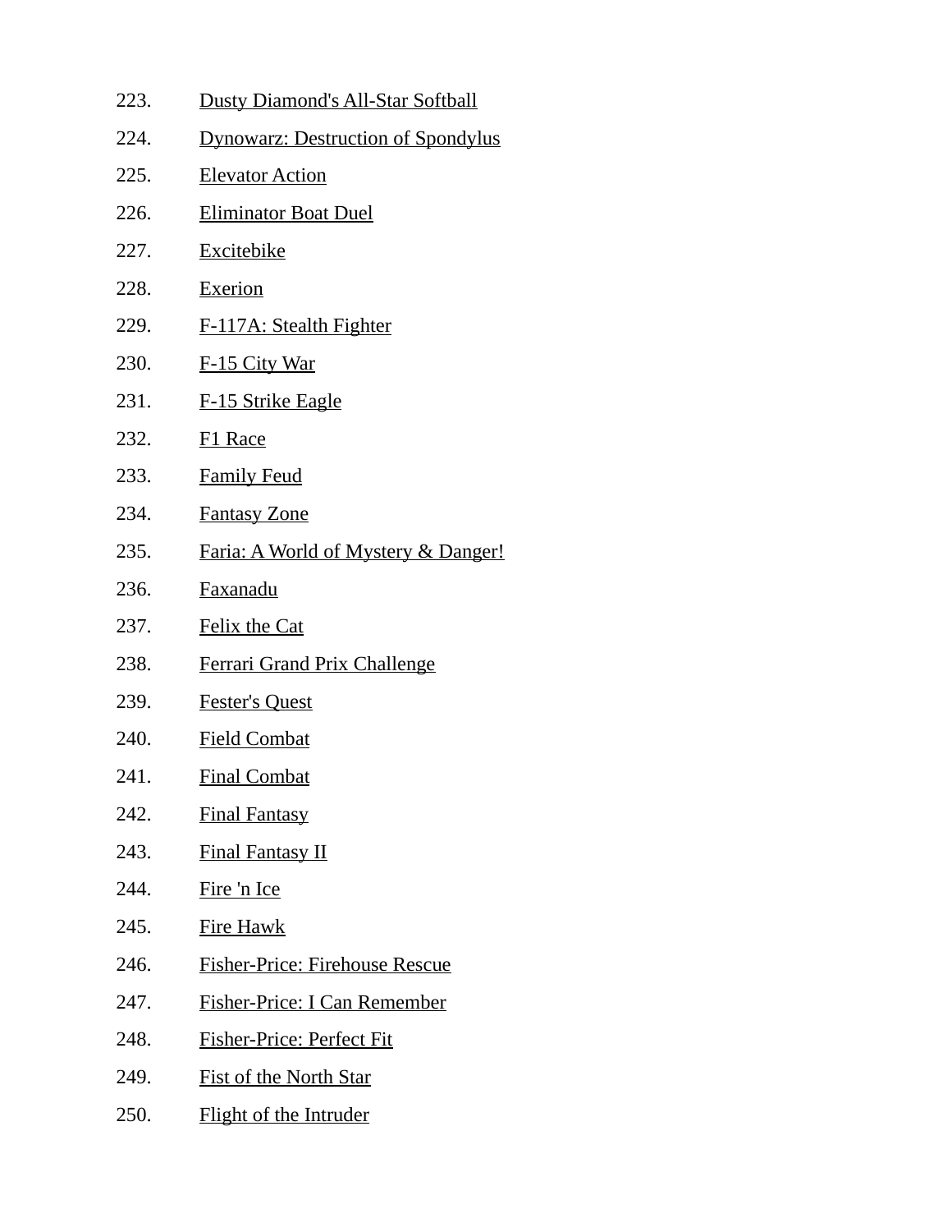223. Dusty Diamond's All-Star Softball
224. Dynowarz: Destruction of Spondylus
225. Elevator Action
226. Eliminator Boat Duel
227. Excitebike
228. Exerion
229. F-117A: Stealth Fighter
230. F-15 City War
231. F-15 Strike Eagle
232. F1 Race
233. Family Feud
234. Fantasy Zone
235. Faria: A World of Mystery & Danger!
236. Faxanadu
237. Felix the Cat
238. Ferrari Grand Prix Challenge
239. Fester's Quest
240. Field Combat
241. Final Combat
242. Final Fantasy
243. Final Fantasy II
244. Fire 'n Ice
245. Fire Hawk
246. Fisher-Price: Firehouse Rescue
247. Fisher-Price: I Can Remember
248. Fisher-Price: Perfect Fit
249. Fist of the North Star
250. Flight of the Intruder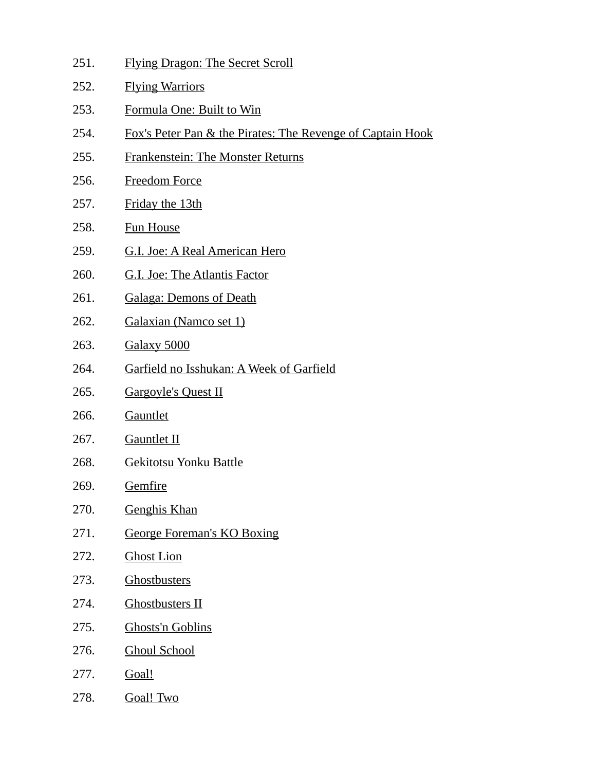251. Flying Dragon: The Secret Scroll
252. Flying Warriors
253. Formula One: Built to Win
254. Fox's Peter Pan & the Pirates: The Revenge of Captain Hook
255. Frankenstein: The Monster Returns
256. Freedom Force
257. Friday the 13th
258. Fun House
259. G.I. Joe: A Real American Hero
260. G.I. Joe: The Atlantis Factor
261. Galaga: Demons of Death
262. Galaxian (Namco set 1)
263. Galaxy 5000
264. Garfield no Isshukan: A Week of Garfield
265. Gargoyle's Quest II
266. Gauntlet
267. Gauntlet II
268. Gekitotsu Yonku Battle
269. Gemfire
270. Genghis Khan
271. George Foreman's KO Boxing
272. Ghost Lion
273. Ghostbusters
274. Ghostbusters II
275. Ghosts'n Goblins
276. Ghoul School
277. Goal!
278. Goal! Two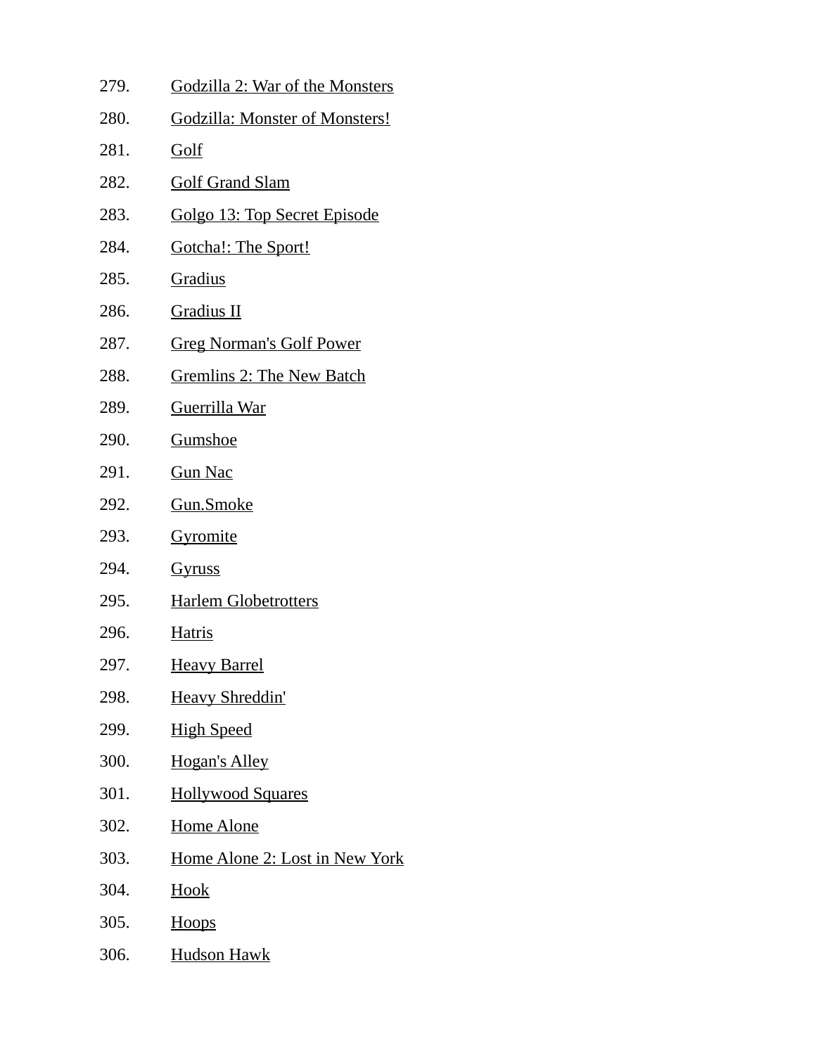279. Godzilla 2: War of the Monsters
280. Godzilla: Monster of Monsters!
281. Golf
282. Golf Grand Slam
283. Golgo 13: Top Secret Episode
284. Gotcha!: The Sport!
285. Gradius
286. Gradius II
287. Greg Norman's Golf Power
288. Gremlins 2: The New Batch
289. Guerrilla War
290. Gumshoe
291. Gun Nac
292. Gun.Smoke
293. Gyromite
294. Gyruss
295. Harlem Globetrotters
296. Hatris
297. Heavy Barrel
298. Heavy Shreddin'
299. High Speed
300. Hogan's Alley
301. Hollywood Squares
302. Home Alone
303. Home Alone 2: Lost in New York
304. Hook
305. Hoops
306. Hudson Hawk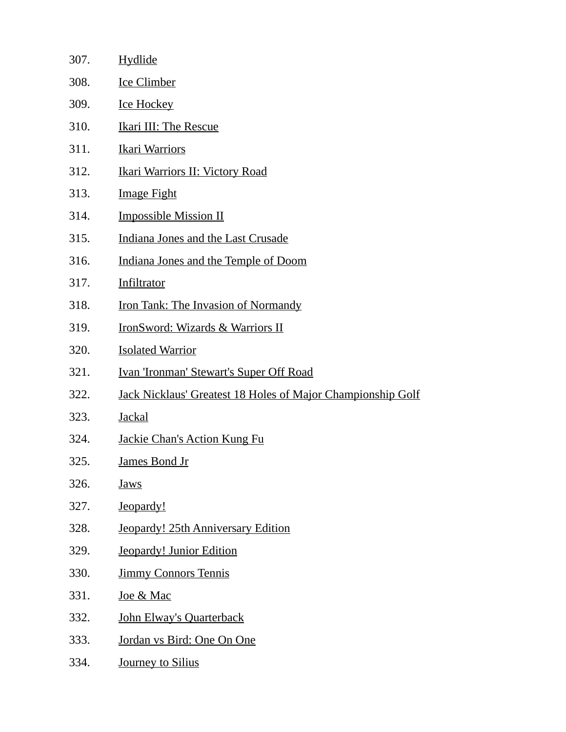307. Hydlide
308. Ice Climber
309. Ice Hockey
310. Ikari III: The Rescue
311. Ikari Warriors
312. Ikari Warriors II: Victory Road
313. Image Fight
314. Impossible Mission II
315. Indiana Jones and the Last Crusade
316. Indiana Jones and the Temple of Doom
317. Infiltrator
318. Iron Tank: The Invasion of Normandy
319. IronSword: Wizards & Warriors II
320. Isolated Warrior
321. Ivan 'Ironman' Stewart's Super Off Road
322. Jack Nicklaus' Greatest 18 Holes of Major Championship Golf
323. Jackal
324. Jackie Chan's Action Kung Fu
325. James Bond Jr
326. Jaws
327. Jeopardy!
328. Jeopardy! 25th Anniversary Edition
329. Jeopardy! Junior Edition
330. Jimmy Connors Tennis
331. Joe & Mac
332. John Elway's Quarterback
333. Jordan vs Bird: One On One
334. Journey to Silius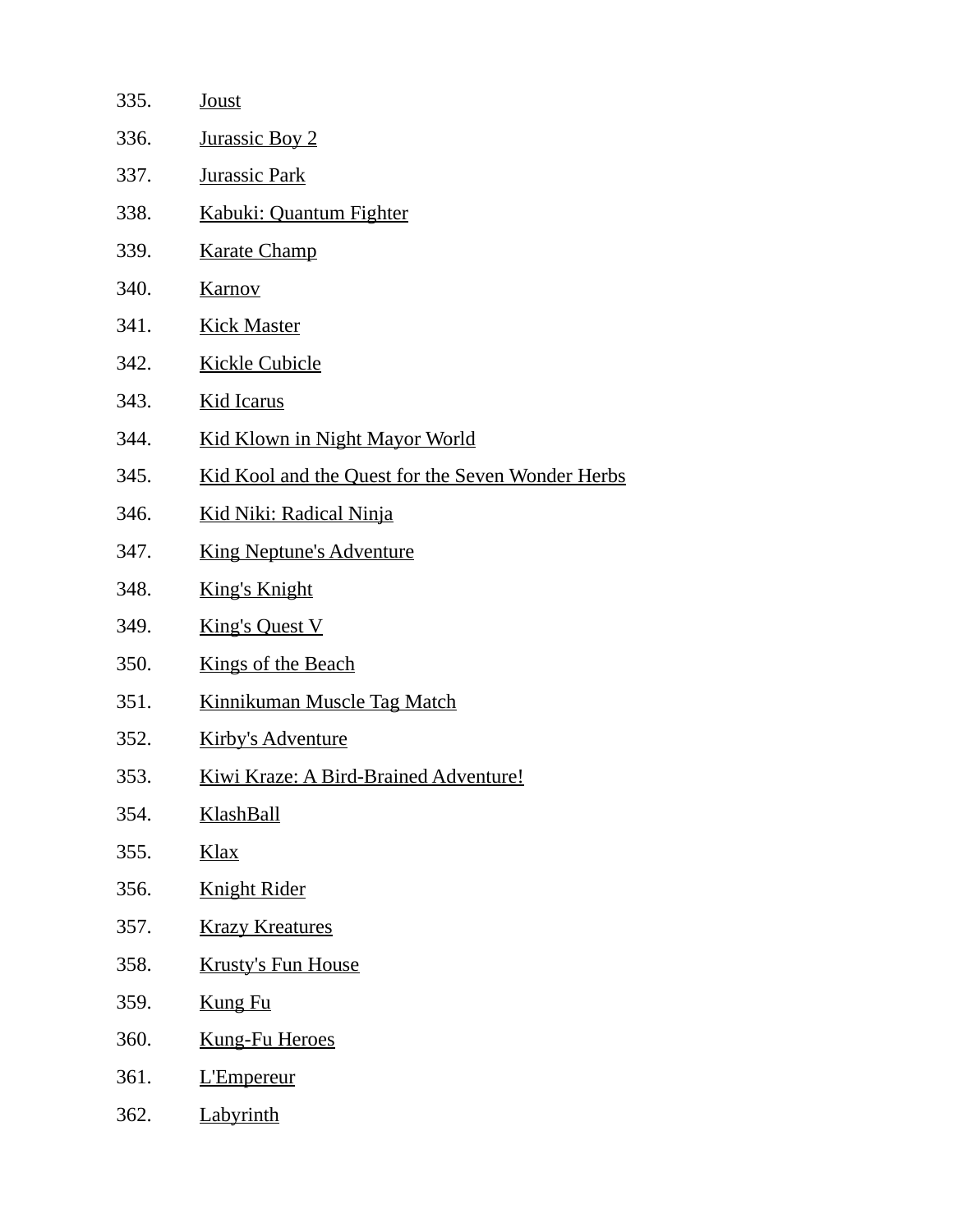335. Joust
336. Jurassic Boy 2
337. Jurassic Park
338. Kabuki: Quantum Fighter
339. Karate Champ
340. Karnov
341. Kick Master
342. Kickle Cubicle
343. Kid Icarus
344. Kid Klown in Night Mayor World
345. Kid Kool and the Quest for the Seven Wonder Herbs
346. Kid Niki: Radical Ninja
347. King Neptune's Adventure
348. King's Knight
349. King's Quest V
350. Kings of the Beach
351. Kinnikuman Muscle Tag Match
352. Kirby's Adventure
353. Kiwi Kraze: A Bird-Brained Adventure!
354. KlashBall
355. Klax
356. Knight Rider
357. Krazy Kreatures
358. Krusty's Fun House
359. Kung Fu
360. Kung-Fu Heroes
361. L'Empereur
362. Labyrinth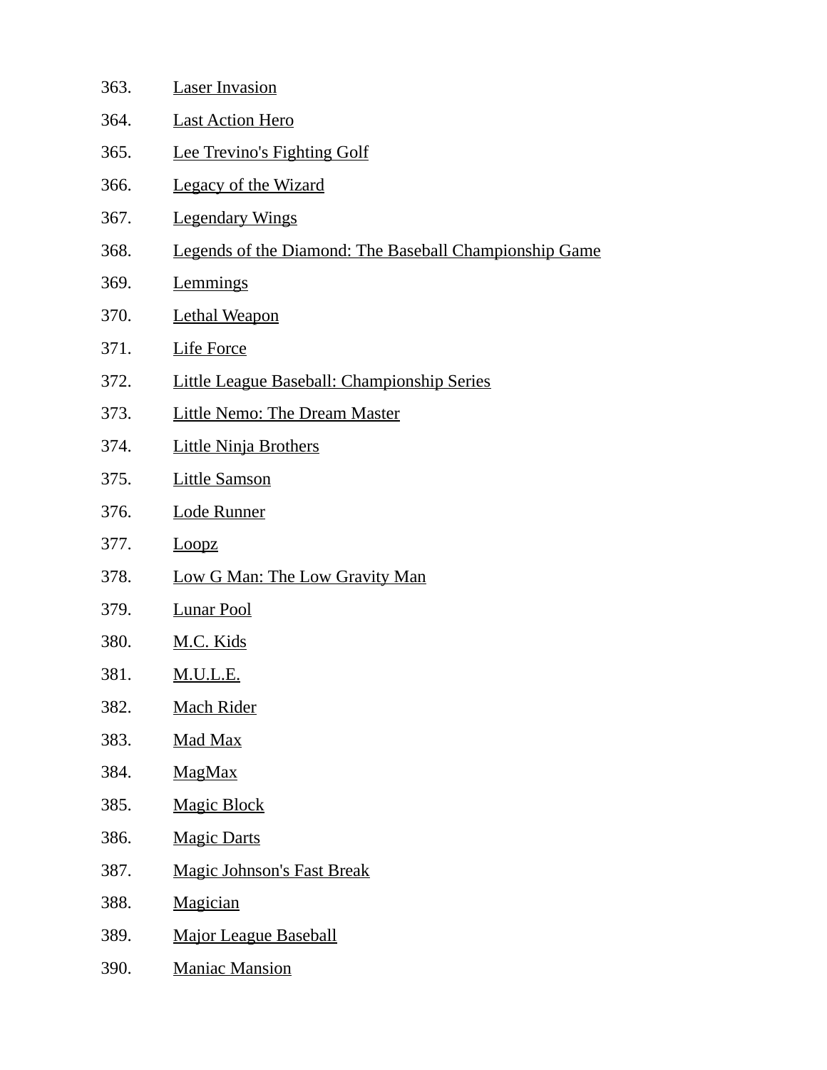363. Laser Invasion
364. Last Action Hero
365. Lee Trevino's Fighting Golf
366. Legacy of the Wizard
367. Legendary Wings
368. Legends of the Diamond: The Baseball Championship Game
369. Lemmings
370. Lethal Weapon
371. Life Force
372. Little League Baseball: Championship Series
373. Little Nemo: The Dream Master
374. Little Ninja Brothers
375. Little Samson
376. Lode Runner
377. Loopz
378. Low G Man: The Low Gravity Man
379. Lunar Pool
380. M.C. Kids
381. M.U.L.E.
382. Mach Rider
383. Mad Max
384. MagMax
385. Magic Block
386. Magic Darts
387. Magic Johnson's Fast Break
388. Magician
389. Major League Baseball
390. Maniac Mansion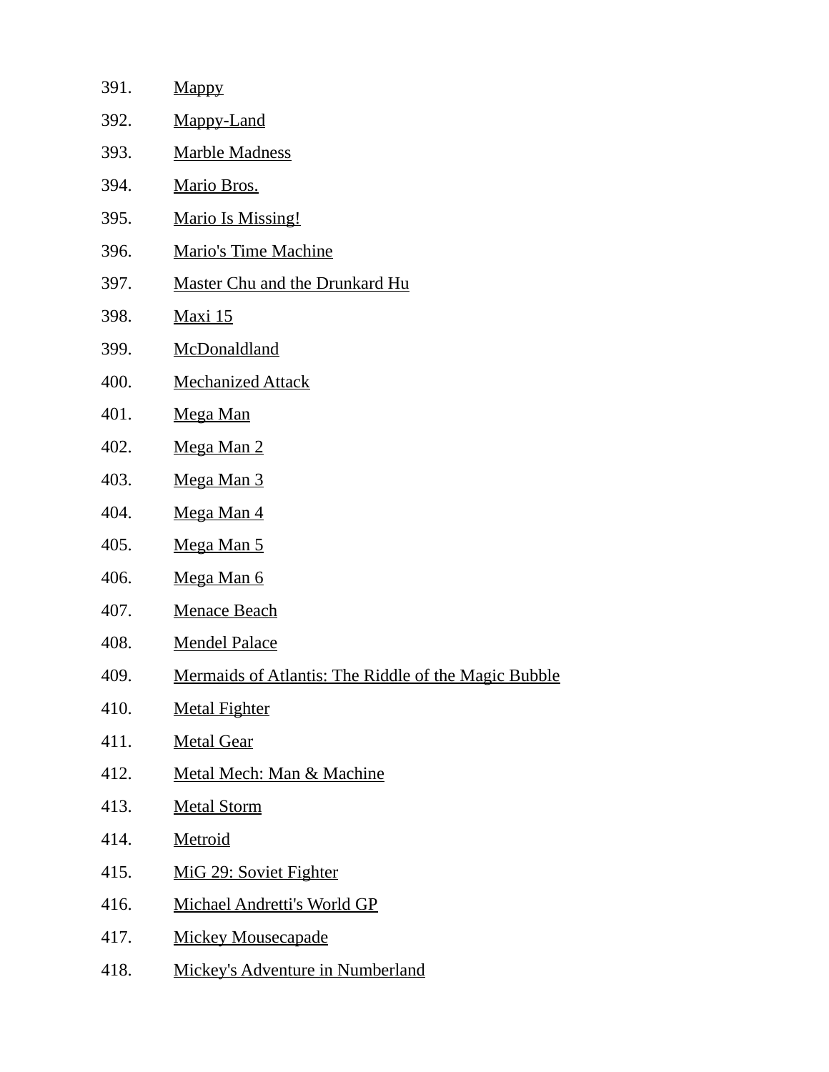391. Mappy
392. Mappy-Land
393. Marble Madness
394. Mario Bros.
395. Mario Is Missing!
396. Mario's Time Machine
397. Master Chu and the Drunkard Hu
398. Maxi 15
399. McDonaldland
400. Mechanized Attack
401. Mega Man
402. Mega Man 2
403. Mega Man 3
404. Mega Man 4
405. Mega Man 5
406. Mega Man 6
407. Menace Beach
408. Mendel Palace
409. Mermaids of Atlantis: The Riddle of the Magic Bubble
410. Metal Fighter
411. Metal Gear
412. Metal Mech: Man & Machine
413. Metal Storm
414. Metroid
415. MiG 29: Soviet Fighter
416. Michael Andretti's World GP
417. Mickey Mousecapade
418. Mickey's Adventure in Numberland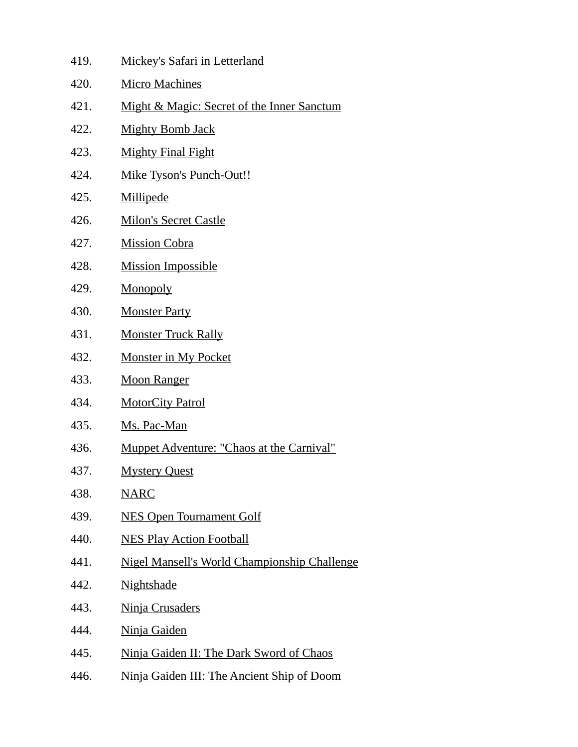419. Mickey's Safari in Letterland
420. Micro Machines
421. Might & Magic: Secret of the Inner Sanctum
422. Mighty Bomb Jack
423. Mighty Final Fight
424. Mike Tyson's Punch-Out!!
425. Millipede
426. Milon's Secret Castle
427. Mission Cobra
428. Mission Impossible
429. Monopoly
430. Monster Party
431. Monster Truck Rally
432. Monster in My Pocket
433. Moon Ranger
434. MotorCity Patrol
435. Ms. Pac-Man
436. Muppet Adventure: "Chaos at the Carnival"
437. Mystery Quest
438. NARC
439. NES Open Tournament Golf
440. NES Play Action Football
441. Nigel Mansell's World Championship Challenge
442. Nightshade
443. Ninja Crusaders
444. Ninja Gaiden
445. Ninja Gaiden II: The Dark Sword of Chaos
446. Ninja Gaiden III: The Ancient Ship of Doom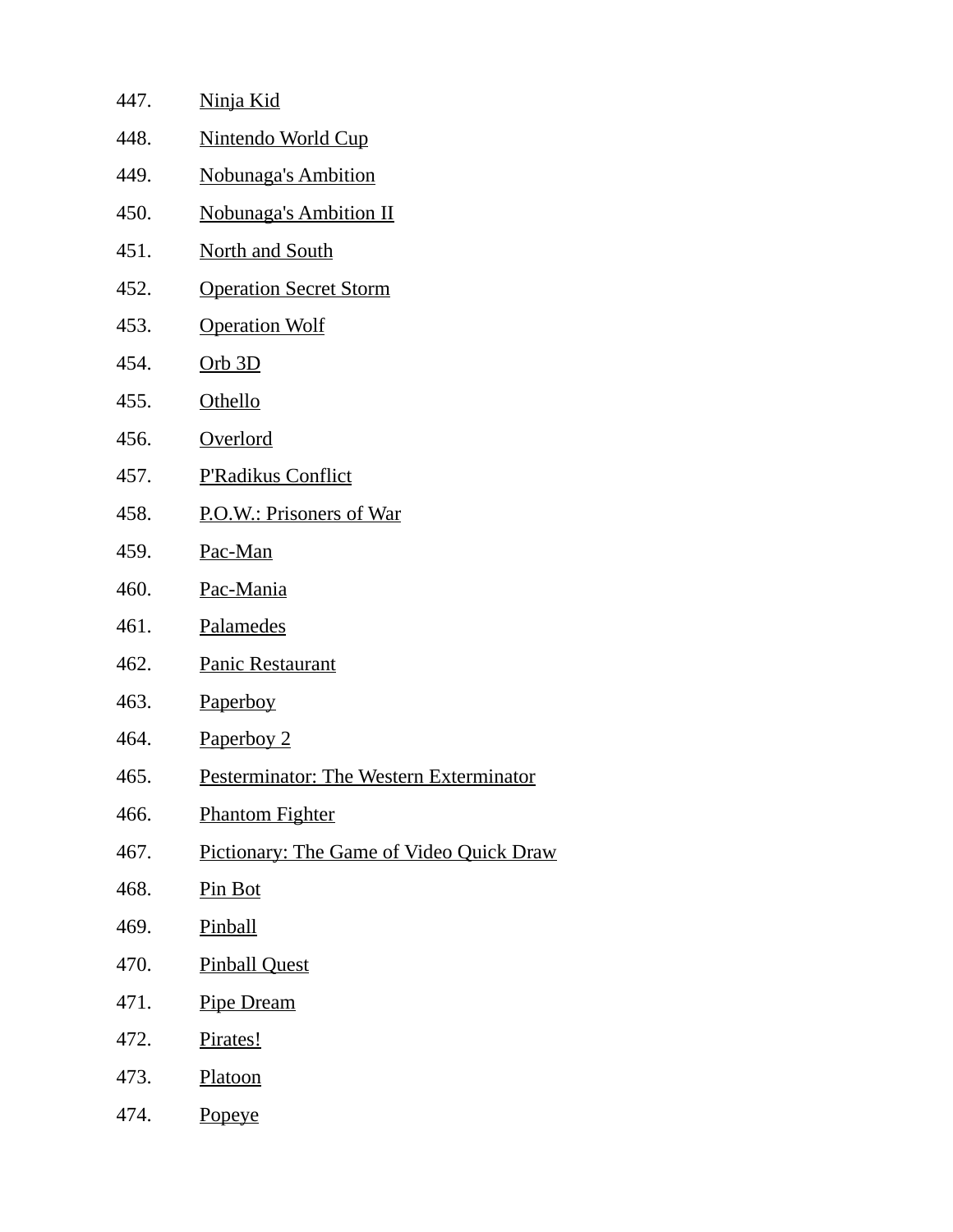447. Ninja Kid
448. Nintendo World Cup
449. Nobunaga's Ambition
450. Nobunaga's Ambition II
451. North and South
452. Operation Secret Storm
453. Operation Wolf
454. Orb 3D
455. Othello
456. Overlord
457. P'Radikus Conflict
458. P.O.W.: Prisoners of War
459. Pac-Man
460. Pac-Mania
461. Palamedes
462. Panic Restaurant
463. Paperboy
464. Paperboy 2
465. Pesterminator: The Western Exterminator
466. Phantom Fighter
467. Pictionary: The Game of Video Quick Draw
468. Pin Bot
469. Pinball
470. Pinball Quest
471. Pipe Dream
472. Pirates!
473. Platoon
474. Popeye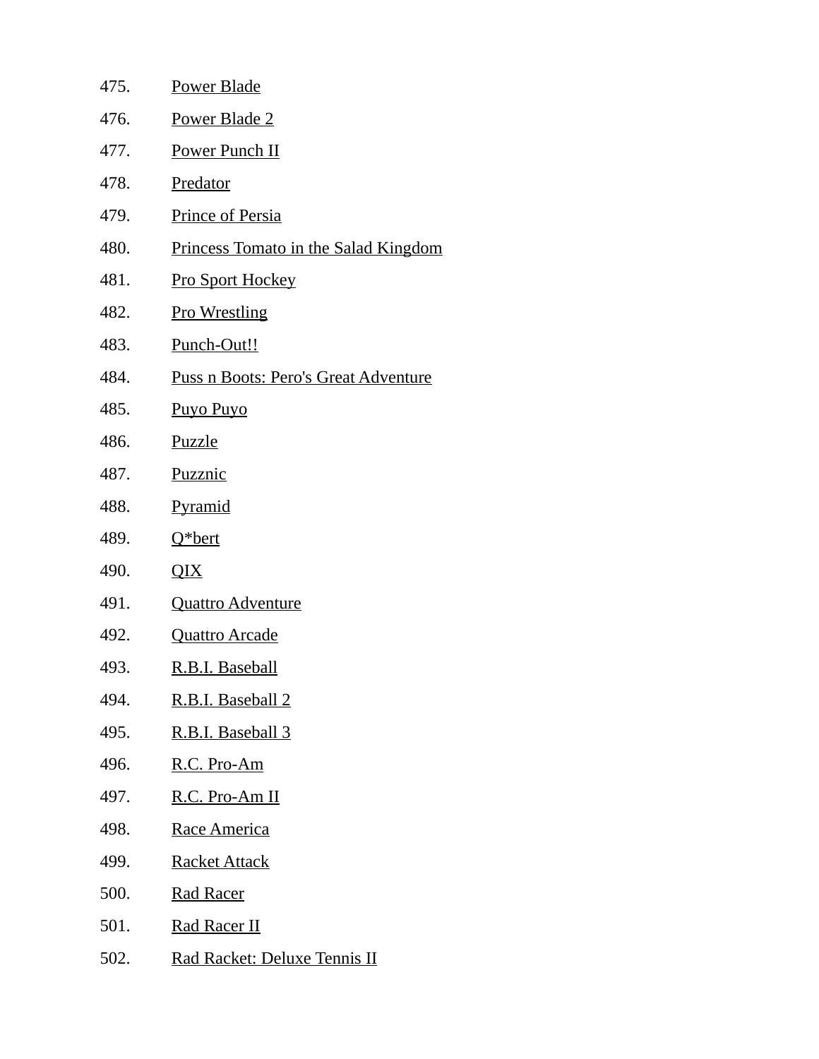475. Power Blade
476. Power Blade 2
477. Power Punch II
478. Predator
479. Prince of Persia
480. Princess Tomato in the Salad Kingdom
481. Pro Sport Hockey
482. Pro Wrestling
483. Punch-Out!!
484. Puss n Boots: Pero's Great Adventure
485. Puyo Puyo
486. Puzzle
487. Puzznic
488. Pyramid
489. Q*bert
490. QIX
491. Quattro Adventure
492. Quattro Arcade
493. R.B.I. Baseball
494. R.B.I. Baseball 2
495. R.B.I. Baseball 3
496. R.C. Pro-Am
497. R.C. Pro-Am II
498. Race America
499. Racket Attack
500. Rad Racer
501. Rad Racer II
502. Rad Racket: Deluxe Tennis II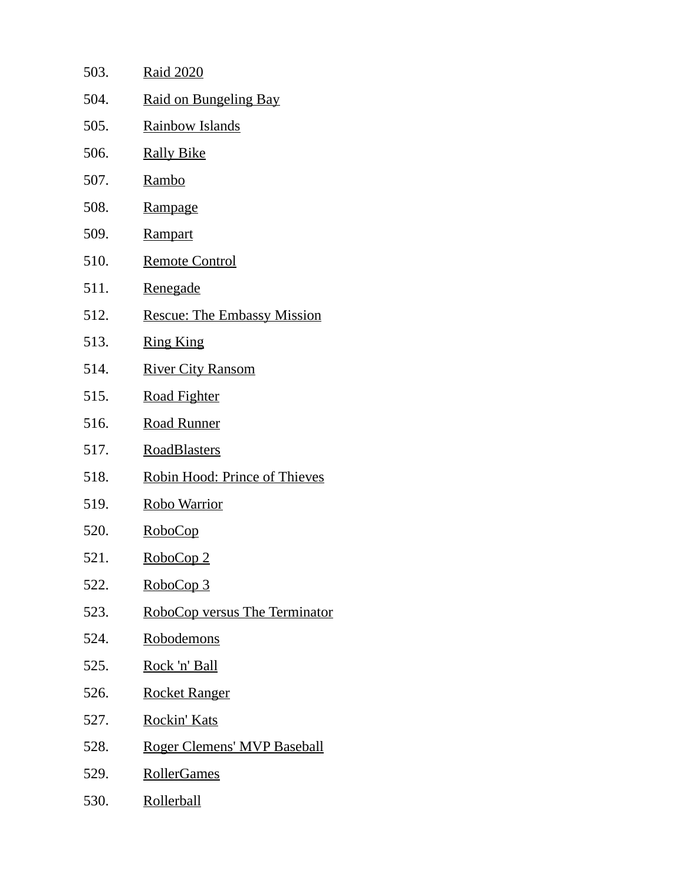503. Raid 2020
504. Raid on Bungeling Bay
505. Rainbow Islands
506. Rally Bike
507. Rambo
508. Rampage
509. Rampart
510. Remote Control
511. Renegade
512. Rescue: The Embassy Mission
513. Ring King
514. River City Ransom
515. Road Fighter
516. Road Runner
517. RoadBlasters
518. Robin Hood: Prince of Thieves
519. Robo Warrior
520. RoboCop
521. RoboCop 2
522. RoboCop 3
523. RoboCop versus The Terminator
524. Robodemons
525. Rock 'n' Ball
526. Rocket Ranger
527. Rockin' Kats
528. Roger Clemens' MVP Baseball
529. RollerGames
530. Rollerball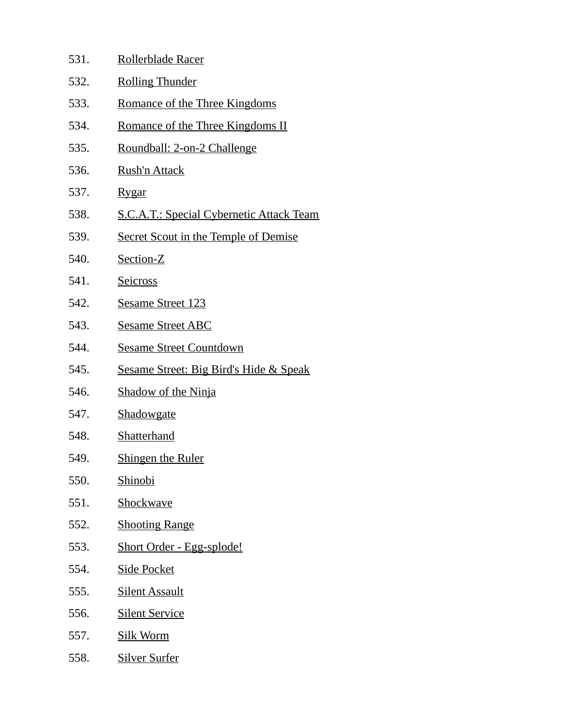531. Rollerblade Racer
532. Rolling Thunder
533. Romance of the Three Kingdoms
534. Romance of the Three Kingdoms II
535. Roundball: 2-on-2 Challenge
536. Rush'n Attack
537. Rygar
538. S.C.A.T.: Special Cybernetic Attack Team
539. Secret Scout in the Temple of Demise
540. Section-Z
541. Seicross
542. Sesame Street 123
543. Sesame Street ABC
544. Sesame Street Countdown
545. Sesame Street: Big Bird's Hide & Speak
546. Shadow of the Ninja
547. Shadowgate
548. Shatterhand
549. Shingen the Ruler
550. Shinobi
551. Shockwave
552. Shooting Range
553. Short Order - Egg-splode!
554. Side Pocket
555. Silent Assault
556. Silent Service
557. Silk Worm
558. Silver Surfer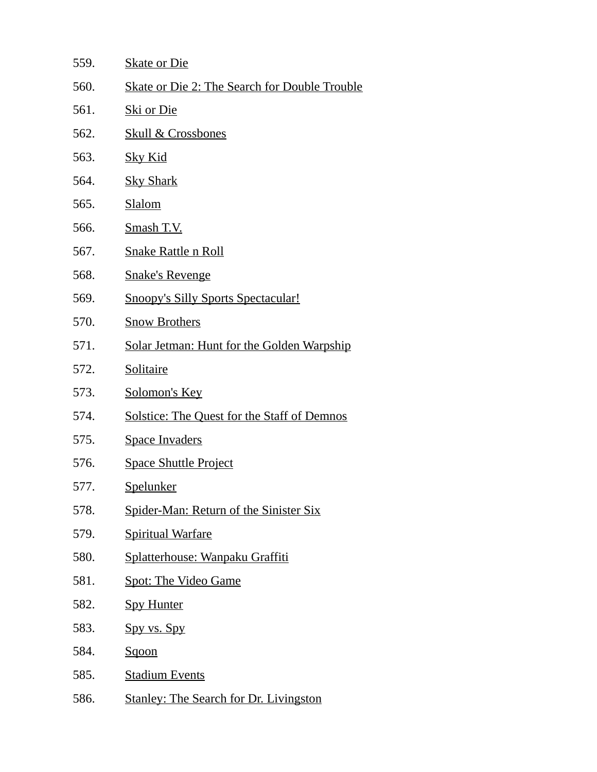559. Skate or Die
560. Skate or Die 2: The Search for Double Trouble
561. Ski or Die
562. Skull & Crossbones
563. Sky Kid
564. Sky Shark
565. Slalom
566. Smash T.V.
567. Snake Rattle n Roll
568. Snake's Revenge
569. Snoopy's Silly Sports Spectacular!
570. Snow Brothers
571. Solar Jetman: Hunt for the Golden Warpship
572. Solitaire
573. Solomon's Key
574. Solstice: The Quest for the Staff of Demnos
575. Space Invaders
576. Space Shuttle Project
577. Spelunker
578. Spider-Man: Return of the Sinister Six
579. Spiritual Warfare
580. Splatterhouse: Wanpaku Graffiti
581. Spot: The Video Game
582. Spy Hunter
583. Spy vs. Spy
584. Sqoon
585. Stadium Events
586. Stanley: The Search for Dr. Livingston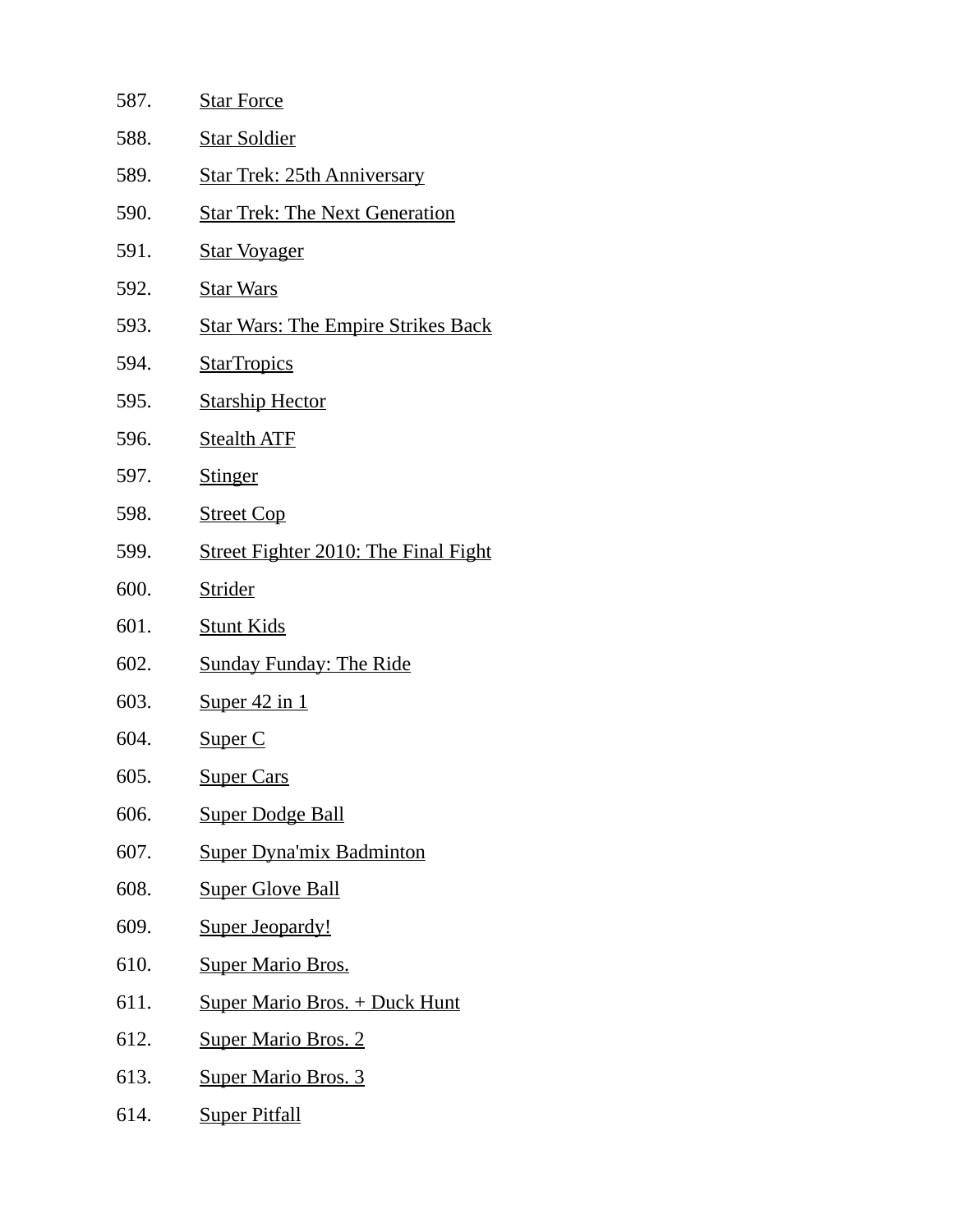587. Star Force
588. Star Soldier
589. Star Trek: 25th Anniversary
590. Star Trek: The Next Generation
591. Star Voyager
592. Star Wars
593. Star Wars: The Empire Strikes Back
594. StarTropics
595. Starship Hector
596. Stealth ATF
597. Stinger
598. Street Cop
599. Street Fighter 2010: The Final Fight
600. Strider
601. Stunt Kids
602. Sunday Funday: The Ride
603. Super 42 in 1
604. Super C
605. Super Cars
606. Super Dodge Ball
607. Super Dyna'mix Badminton
608. Super Glove Ball
609. Super Jeopardy!
610. Super Mario Bros.
611. Super Mario Bros. + Duck Hunt
612. Super Mario Bros. 2
613. Super Mario Bros. 3
614. Super Pitfall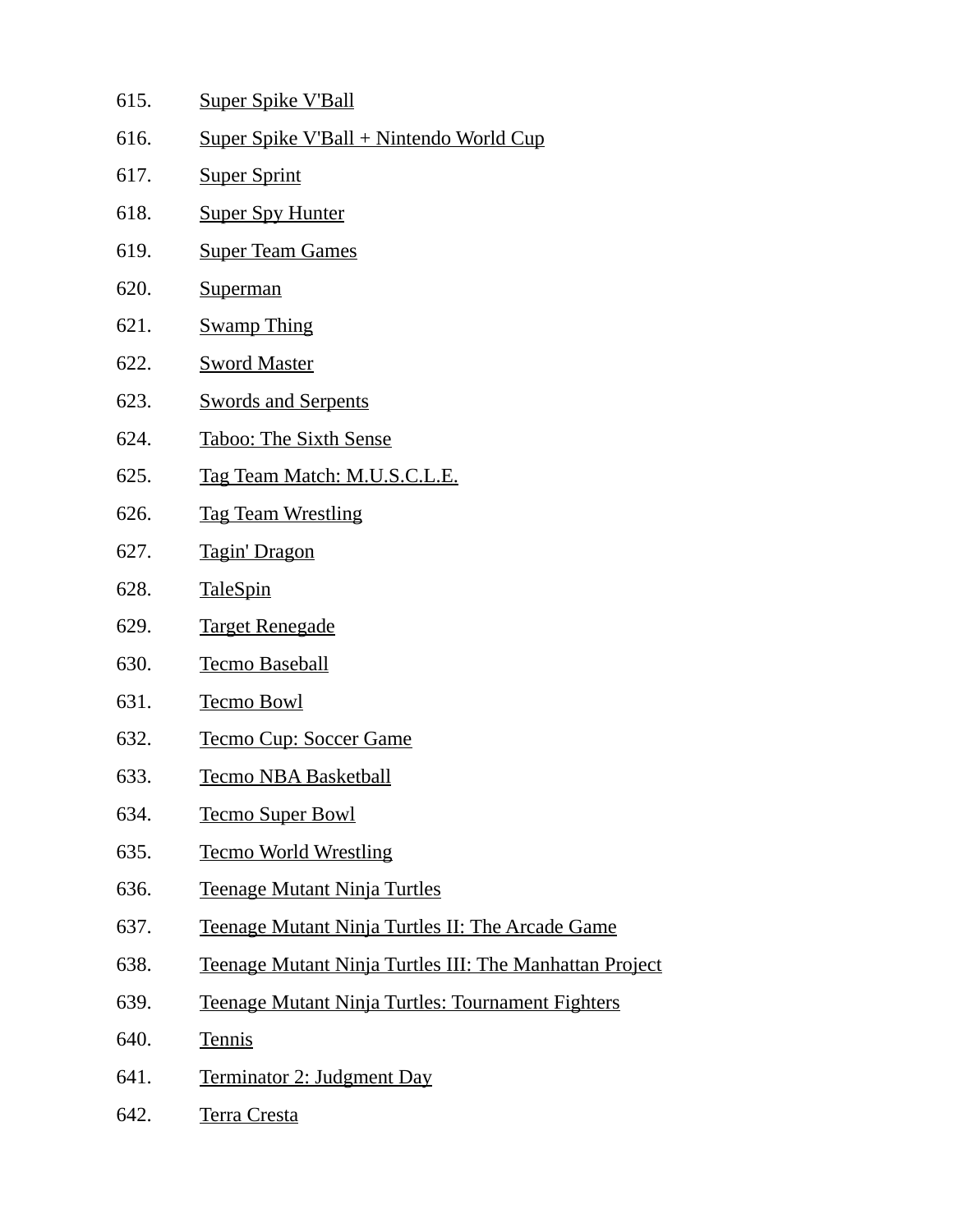615. Super Spike V'Ball
616. Super Spike V'Ball + Nintendo World Cup
617. Super Sprint
618. Super Spy Hunter
619. Super Team Games
620. Superman
621. Swamp Thing
622. Sword Master
623. Swords and Serpents
624. Taboo: The Sixth Sense
625. Tag Team Match: M.U.S.C.L.E.
626. Tag Team Wrestling
627. Tagin' Dragon
628. TaleSpin
629. Target Renegade
630. Tecmo Baseball
631. Tecmo Bowl
632. Tecmo Cup: Soccer Game
633. Tecmo NBA Basketball
634. Tecmo Super Bowl
635. Tecmo World Wrestling
636. Teenage Mutant Ninja Turtles
637. Teenage Mutant Ninja Turtles II: The Arcade Game
638. Teenage Mutant Ninja Turtles III: The Manhattan Project
639. Teenage Mutant Ninja Turtles: Tournament Fighters
640. Tennis
641. Terminator 2: Judgment Day
642. Terra Cresta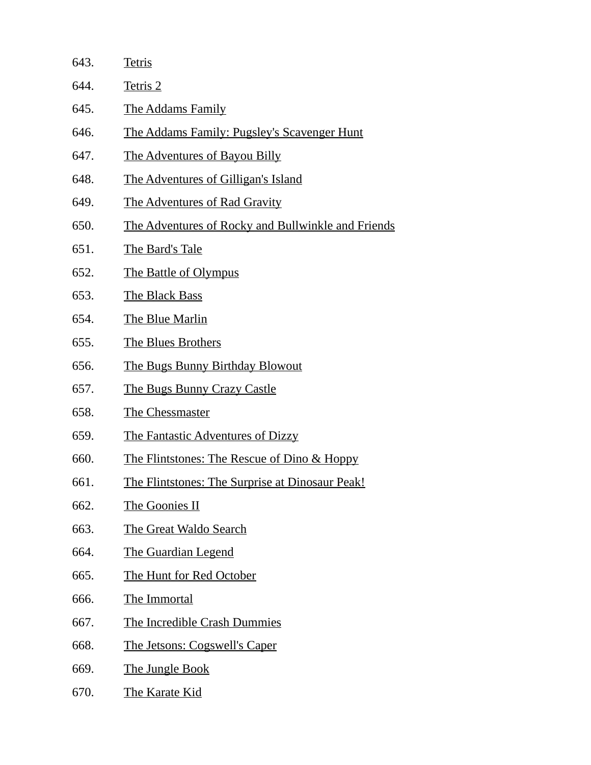643. Tetris
644. Tetris 2
645. The Addams Family
646. The Addams Family: Pugsley's Scavenger Hunt
647. The Adventures of Bayou Billy
648. The Adventures of Gilligan's Island
649. The Adventures of Rad Gravity
650. The Adventures of Rocky and Bullwinkle and Friends
651. The Bard's Tale
652. The Battle of Olympus
653. The Black Bass
654. The Blue Marlin
655. The Blues Brothers
656. The Bugs Bunny Birthday Blowout
657. The Bugs Bunny Crazy Castle
658. The Chessmaster
659. The Fantastic Adventures of Dizzy
660. The Flintstones: The Rescue of Dino & Hoppy
661. The Flintstones: The Surprise at Dinosaur Peak!
662. The Goonies II
663. The Great Waldo Search
664. The Guardian Legend
665. The Hunt for Red October
666. The Immortal
667. The Incredible Crash Dummies
668. The Jetsons: Cogswell's Caper
669. The Jungle Book
670. The Karate Kid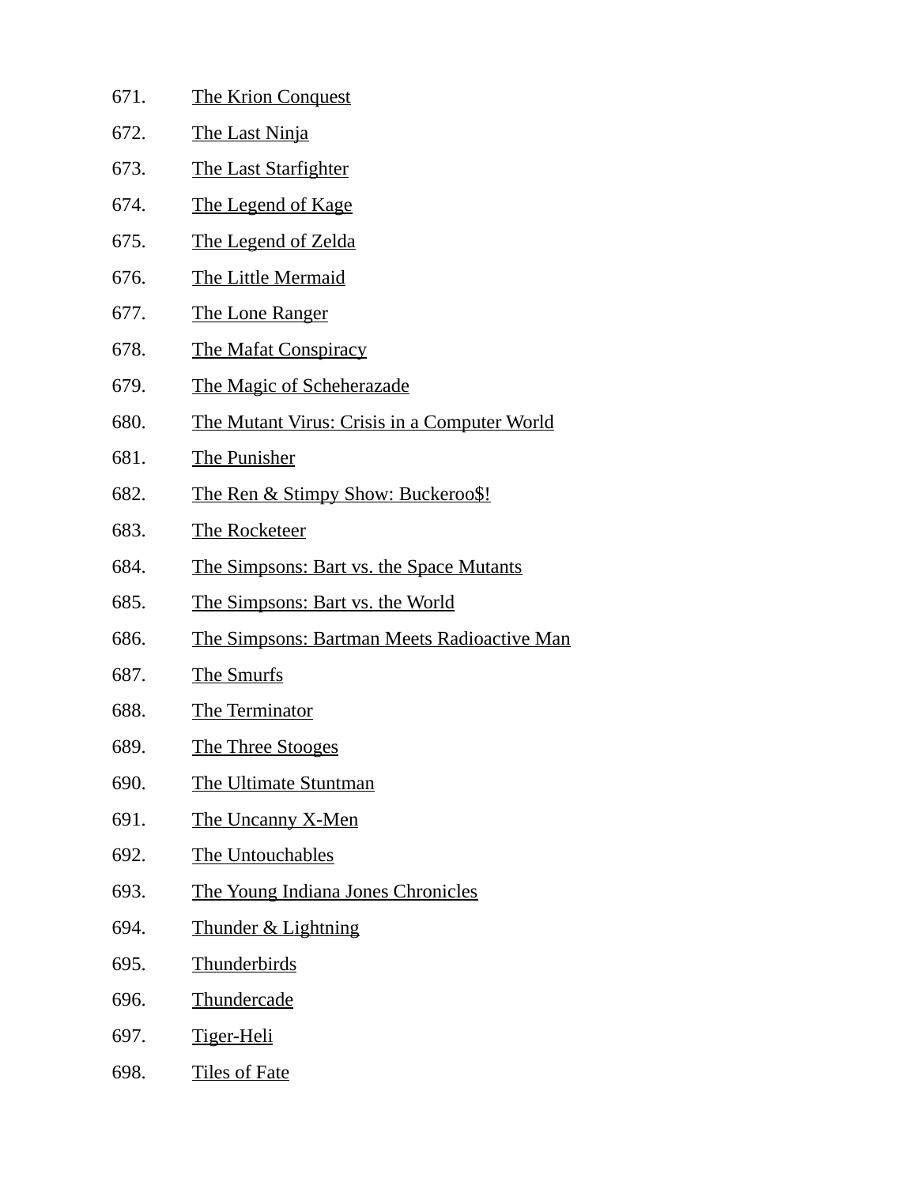671. The Krion Conquest
672. The Last Ninja
673. The Last Starfighter
674. The Legend of Kage
675. The Legend of Zelda
676. The Little Mermaid
677. The Lone Ranger
678. The Mafat Conspiracy
679. The Magic of Scheherazade
680. The Mutant Virus: Crisis in a Computer World
681. The Punisher
682. The Ren & Stimpy Show: Buckeroo$!
683. The Rocketeer
684. The Simpsons: Bart vs. the Space Mutants
685. The Simpsons: Bart vs. the World
686. The Simpsons: Bartman Meets Radioactive Man
687. The Smurfs
688. The Terminator
689. The Three Stooges
690. The Ultimate Stuntman
691. The Uncanny X-Men
692. The Untouchables
693. The Young Indiana Jones Chronicles
694. Thunder & Lightning
695. Thunderbirds
696. Thundercade
697. Tiger-Heli
698. Tiles of Fate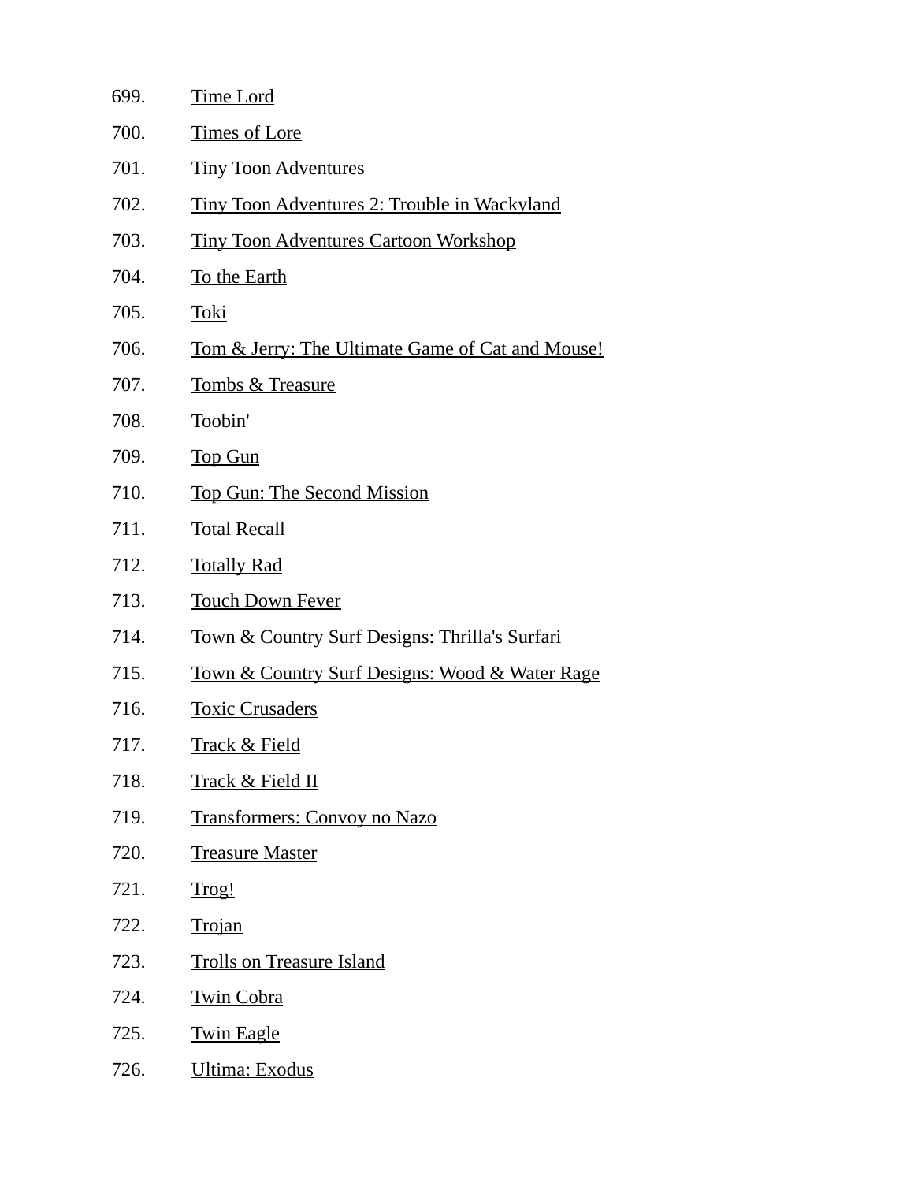699. Time Lord
700. Times of Lore
701. Tiny Toon Adventures
702. Tiny Toon Adventures 2: Trouble in Wackyland
703. Tiny Toon Adventures Cartoon Workshop
704. To the Earth
705. Toki
706. Tom & Jerry: The Ultimate Game of Cat and Mouse!
707. Tombs & Treasure
708. Toobin'
709. Top Gun
710. Top Gun: The Second Mission
711. Total Recall
712. Totally Rad
713. Touch Down Fever
714. Town & Country Surf Designs: Thrilla's Surfari
715. Town & Country Surf Designs: Wood & Water Rage
716. Toxic Crusaders
717. Track & Field
718. Track & Field II
719. Transformers: Convoy no Nazo
720. Treasure Master
721. Trog!
722. Trojan
723. Trolls on Treasure Island
724. Twin Cobra
725. Twin Eagle
726. Ultima: Exodus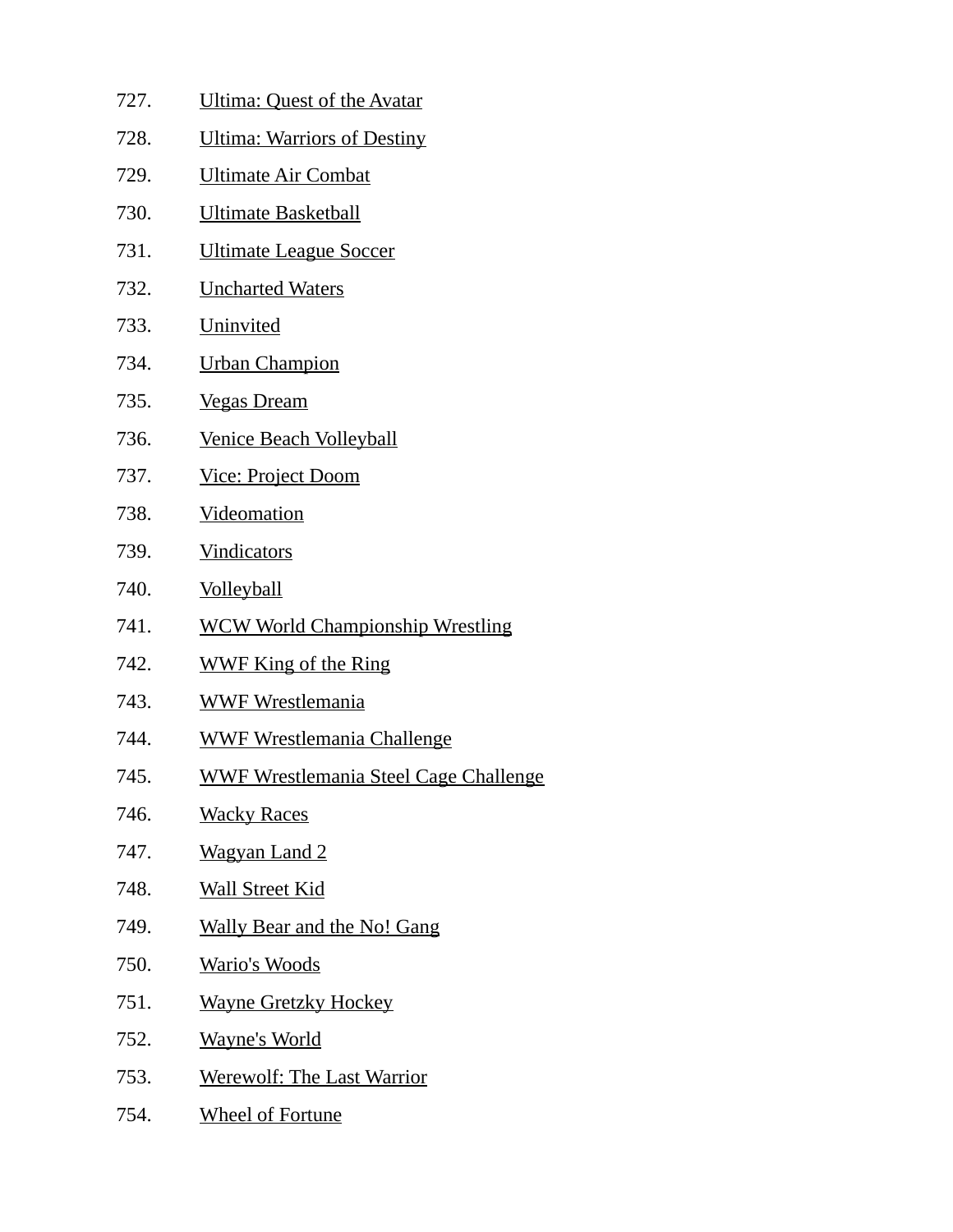727. Ultima: Quest of the Avatar
728. Ultima: Warriors of Destiny
729. Ultimate Air Combat
730. Ultimate Basketball
731. Ultimate League Soccer
732. Uncharted Waters
733. Uninvited
734. Urban Champion
735. Vegas Dream
736. Venice Beach Volleyball
737. Vice: Project Doom
738. Videomation
739. Vindicators
740. Volleyball
741. WCW World Championship Wrestling
742. WWF King of the Ring
743. WWF Wrestlemania
744. WWF Wrestlemania Challenge
745. WWF Wrestlemania Steel Cage Challenge
746. Wacky Races
747. Wagyan Land 2
748. Wall Street Kid
749. Wally Bear and the No! Gang
750. Wario's Woods
751. Wayne Gretzky Hockey
752. Wayne's World
753. Werewolf: The Last Warrior
754. Wheel of Fortune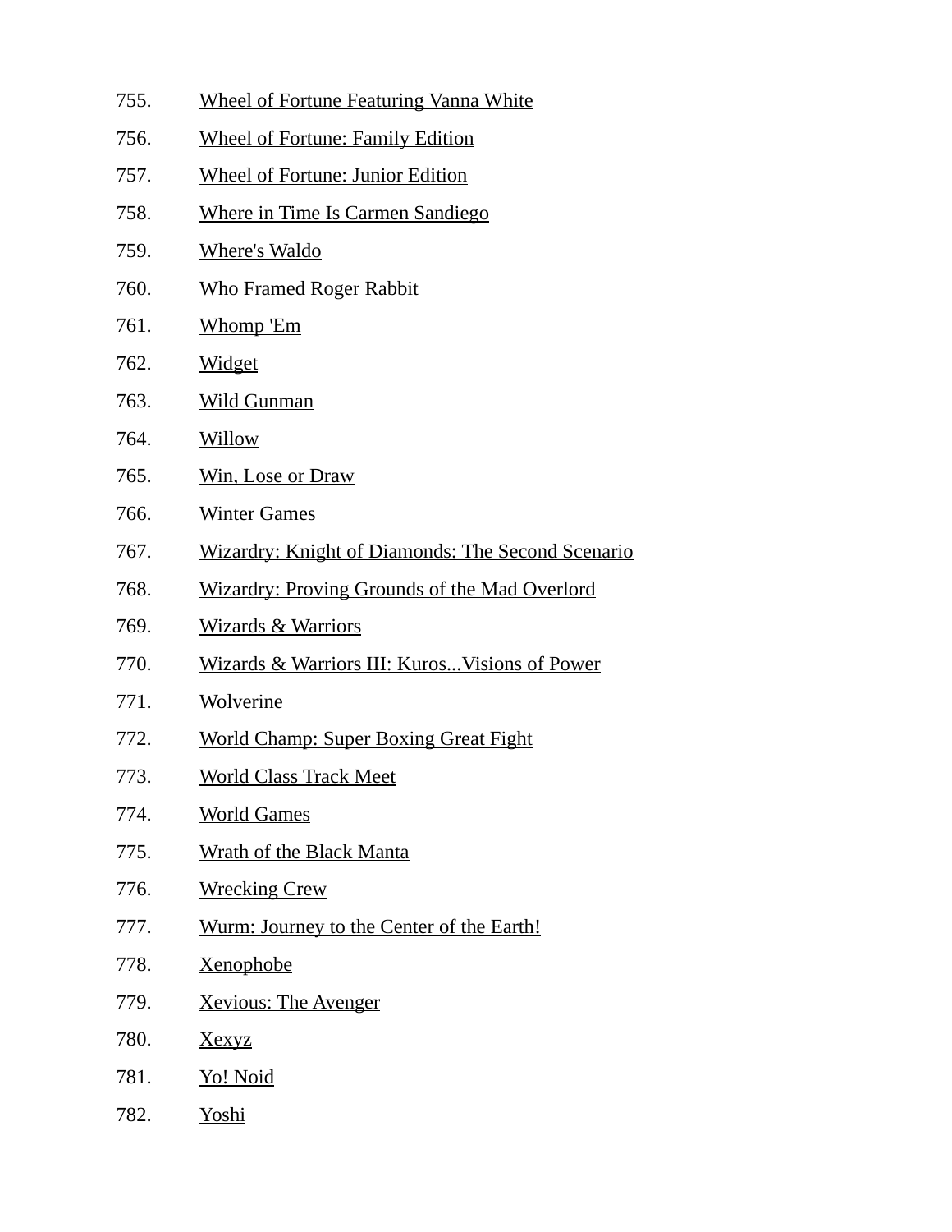755. Wheel of Fortune Featuring Vanna White
756. Wheel of Fortune: Family Edition
757. Wheel of Fortune: Junior Edition
758. Where in Time Is Carmen Sandiego
759. Where's Waldo
760. Who Framed Roger Rabbit
761. Whomp 'Em
762. Widget
763. Wild Gunman
764. Willow
765. Win, Lose or Draw
766. Winter Games
767. Wizardry: Knight of Diamonds: The Second Scenario
768. Wizardry: Proving Grounds of the Mad Overlord
769. Wizards & Warriors
770. Wizards & Warriors III: Kuros...Visions of Power
771. Wolverine
772. World Champ: Super Boxing Great Fight
773. World Class Track Meet
774. World Games
775. Wrath of the Black Manta
776. Wrecking Crew
777. Wurm: Journey to the Center of the Earth!
778. Xenophobe
779. Xevious: The Avenger
780. Xexyz
781. Yo! Noid
782. Yoshi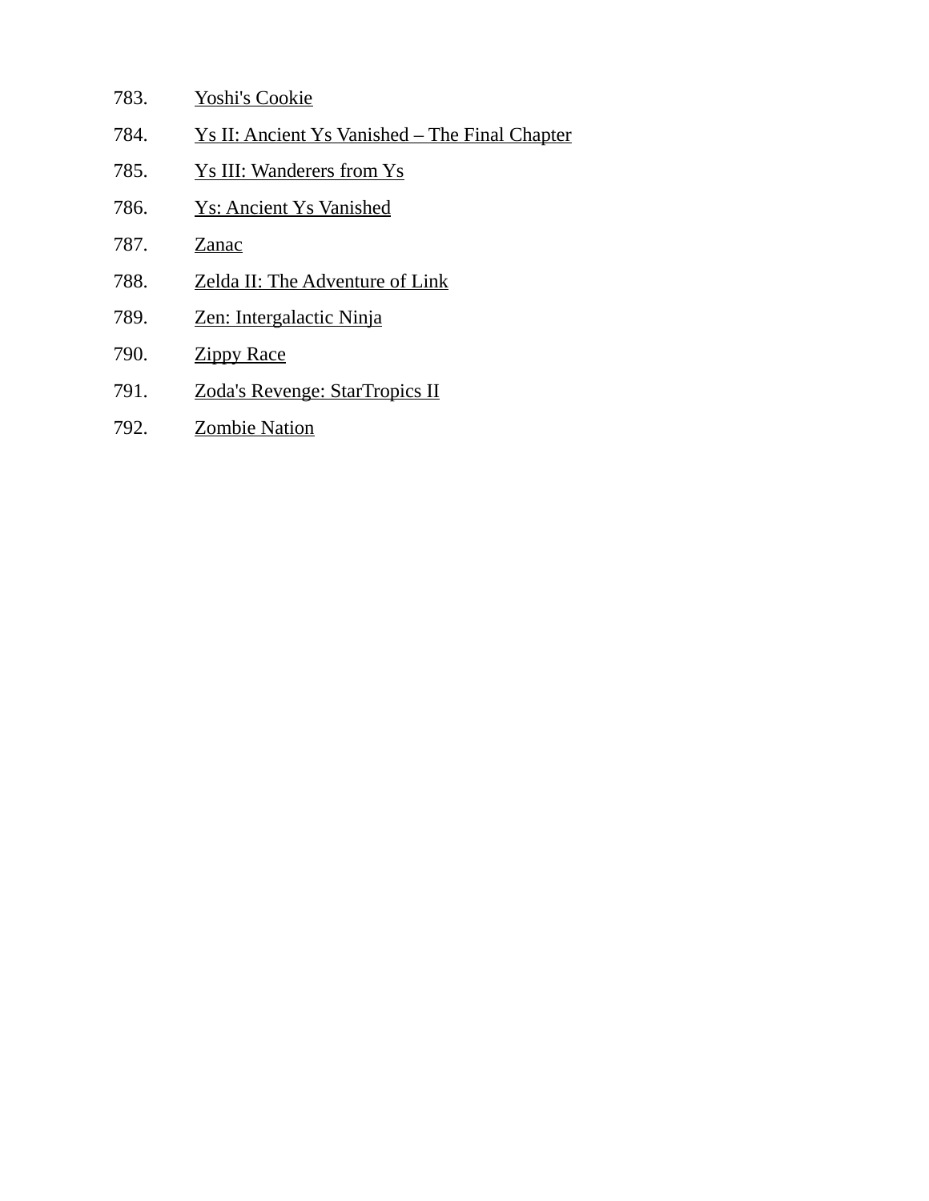783. Yoshi's Cookie
784. Ys II: Ancient Ys Vanished – The Final Chapter
785. Ys III: Wanderers from Ys
786. Ys: Ancient Ys Vanished
787. Zanac
788. Zelda II: The Adventure of Link
789. Zen: Intergalactic Ninja
790. Zippy Race
791. Zoda's Revenge: StarTropics II
792. Zombie Nation